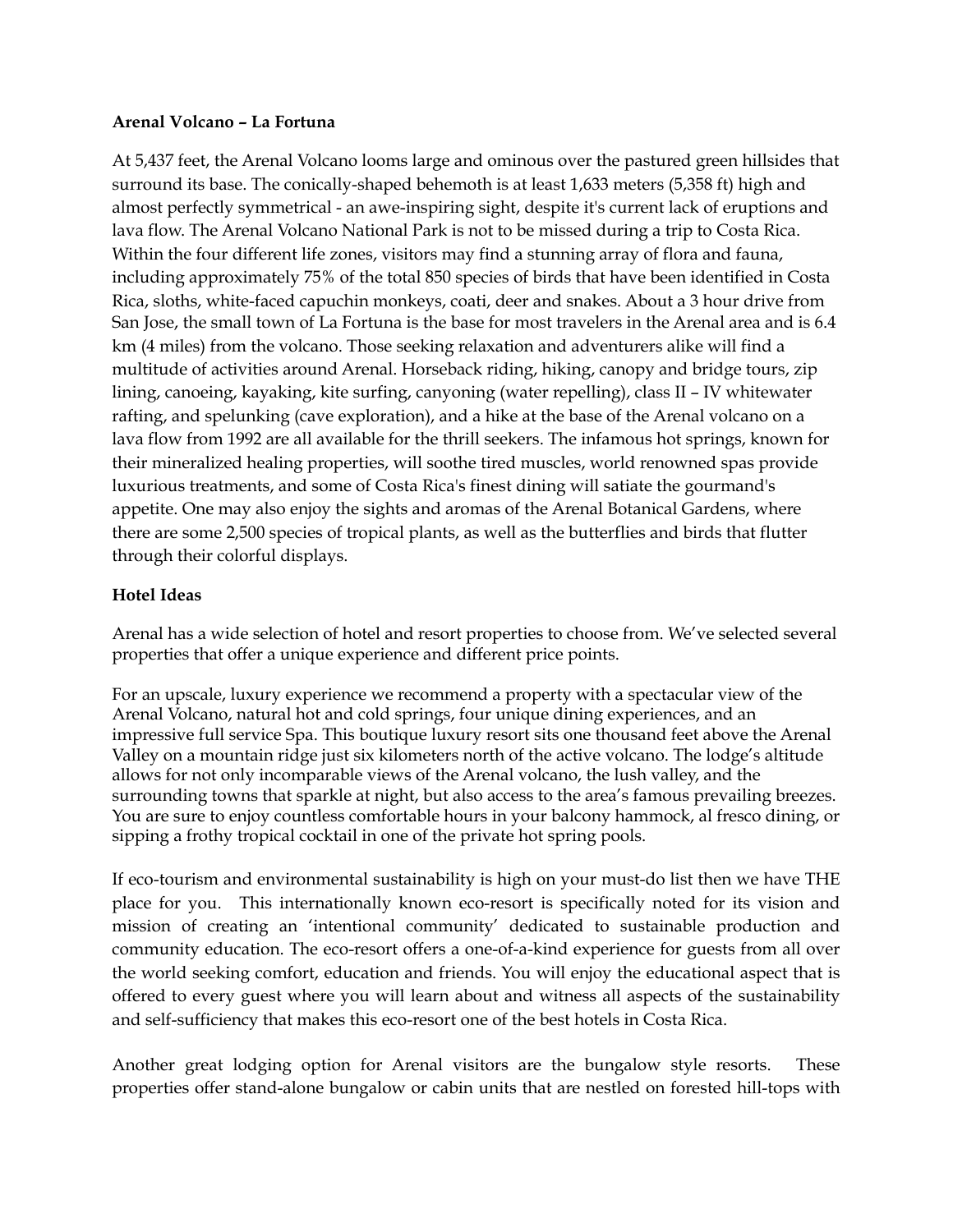**Arenal Volcano – La Fortuna**

At 5,437 feet, the Arenal Volcano looms large and ominous over the pastured green hillsides that surround its base. The conically-shaped behemoth is at least 1,633 meters (5,358 ft) high and almost perfectly symmetrical - an awe-inspiring sight, despite it's current lack of eruptions and lava flow. The Arenal Volcano National Park is not to be missed during a trip to Costa Rica. Within the four different life zones, visitors may find a stunning array of flora and fauna, including approximately 75% of the total 850 species of birds that have been identified in Costa Rica, sloths, white-faced capuchin monkeys, coati, deer and snakes. About a 3 hour drive from San Jose, the small town of La Fortuna is the base for most travelers in the Arenal area and is 6.4 km (4 miles) from the volcano. Those seeking relaxation and adventurers alike will find a multitude of activities around Arenal. Horseback riding, hiking, canopy and bridge tours, zip lining, canoeing, kayaking, kite surfing, canyoning (water repelling), class II – IV whitewater rafting, and spelunking (cave exploration), and a hike at the base of the Arenal volcano on a lava flow from 1992 are all available for the thrill seekers. The infamous hot springs, known for their mineralized healing properties, will soothe tired muscles, world renowned spas provide luxurious treatments, and some of Costa Rica's finest dining will satiate the gourmand's appetite. One may also enjoy the sights and aromas of the Arenal Botanical Gardens, where there are some 2,500 species of tropical plants, as well as the butterflies and birds that flutter through their colorful displays.

**Hotel Ideas**

Arenal has a wide selection of hotel and resort properties to choose from. We've selected several properties that offer a unique experience and different price points.

For an upscale, luxury experience we recommend a property with a spectacular view of the Arenal Volcano, natural hot and cold springs, four unique dining experiences, and an impressive full service Spa. This boutique luxury resort sits one thousand feet above the Arenal Valley on a mountain ridge just six kilometers north of the active volcano. The lodge's altitude allows for not only incomparable views of the Arenal volcano, the lush valley, and the surrounding towns that sparkle at night, but also access to the area's famous prevailing breezes. You are sure to enjoy countless comfortable hours in your balcony hammock, al fresco dining, or sipping a frothy tropical cocktail in one of the private hot spring pools.

If eco-tourism and environmental sustainability is high on your must-do list then we have THE place for you. This internationally known eco-resort is specifically noted for its vision and mission of creating an 'intentional community' dedicated to sustainable production and community education. The eco-resort offers a one-of-a-kind experience for guests from all over the world seeking comfort, education and friends. You will enjoy the educational aspect that is offered to every guest where you will learn about and witness all aspects of the sustainability and self-sufficiency that makes this eco-resort one of the best hotels in Costa Rica.

Another great lodging option for Arenal visitors are the bungalow style resorts. These properties offer stand-alone bungalow or cabin units that are nestled on forested hill-tops with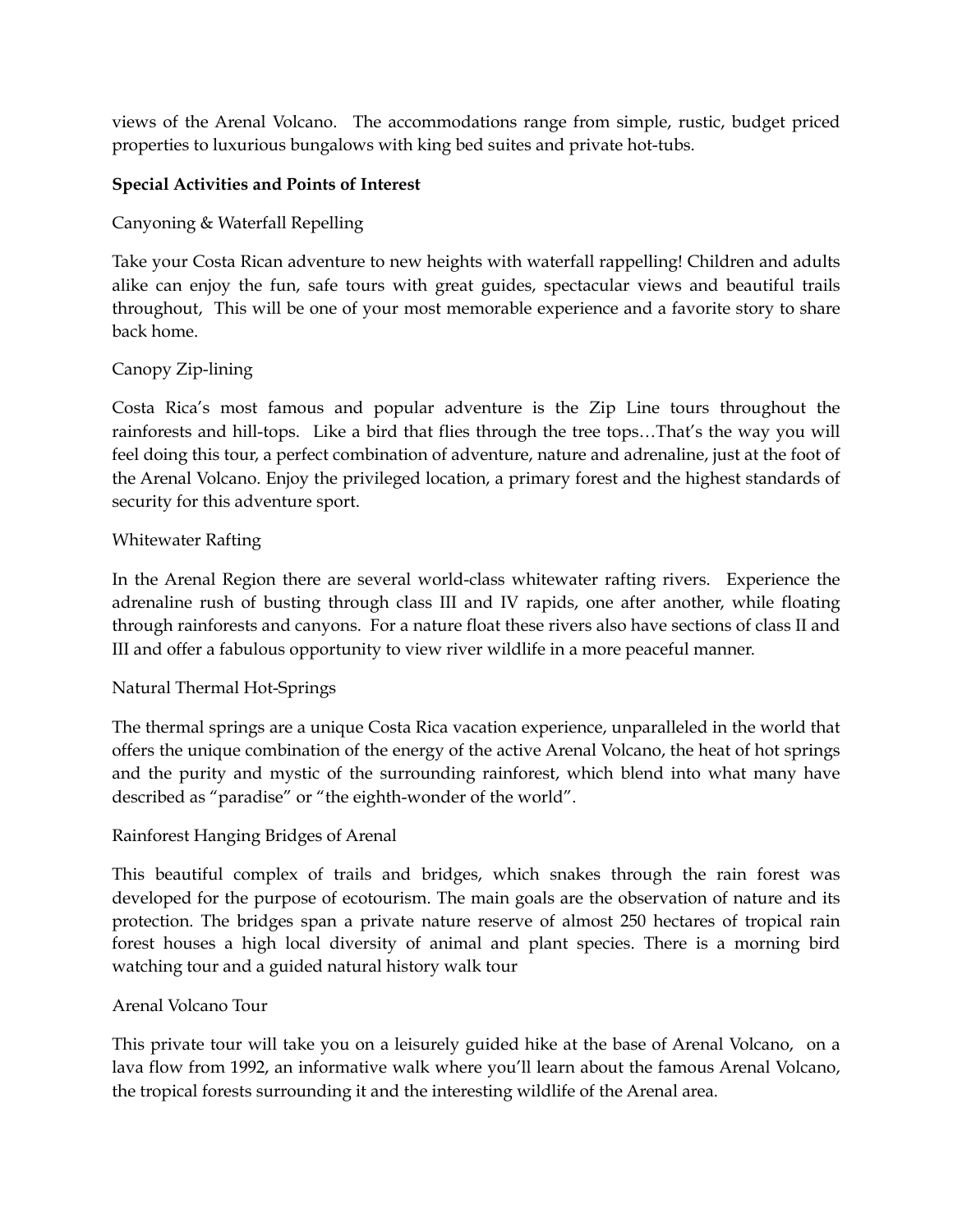views of the Arenal Volcano. The accommodations range from simple, rustic, budget priced properties to luxurious bungalows with king bed suites and private hot-tubs.

**Special Activities and Points of Interest**

Canyoning & Waterfall Repelling

Take your Costa Rican adventure to new heights with waterfall rappelling! Children and adults alike can enjoy the fun, safe tours with great guides, spectacular views and beautiful trails throughout, This will be one of your most memorable experience and a favorite story to share back home.

Canopy Zip-lining

Costa Rica's most famous and popular adventure is the Zip Line tours throughout the rainforests and hill-tops. Like a bird that flies through the tree tops…That's the way you will feel doing this tour, a perfect combination of adventure, nature and adrenaline, just at the foot of the Arenal Volcano. Enjoy the privileged location, a primary forest and the highest standards of security for this adventure sport.

Whitewater Rafting

In the Arenal Region there are several world-class whitewater rafting rivers. Experience the adrenaline rush of busting through class III and IV rapids, one after another, while floating through rainforests and canyons. For a nature float these rivers also have sections of class II and III and offer a fabulous opportunity to view river wildlife in a more peaceful manner.

Natural Thermal Hot-Springs

The thermal springs are a unique Costa Rica vacation experience, unparalleled in the world that offers the unique combination of the energy of the active Arenal Volcano, the heat of hot springs and the purity and mystic of the surrounding rainforest, which blend into what many have described as "paradise" or "the eighth-wonder of the world".

Rainforest Hanging Bridges of Arenal

This beautiful complex of trails and bridges, which snakes through the rain forest was developed for the purpose of ecotourism. The main goals are the observation of nature and its protection. The bridges span a private nature reserve of almost 250 hectares of tropical rain forest houses a high local diversity of animal and plant species. There is a morning bird watching tour and a guided natural history walk tour

Arenal Volcano Tour

This private tour will take you on a leisurely guided hike at the base of Arenal Volcano, on a lava flow from 1992, an informative walk where you'll learn about the famous Arenal Volcano, the tropical forests surrounding it and the interesting wildlife of the Arenal area.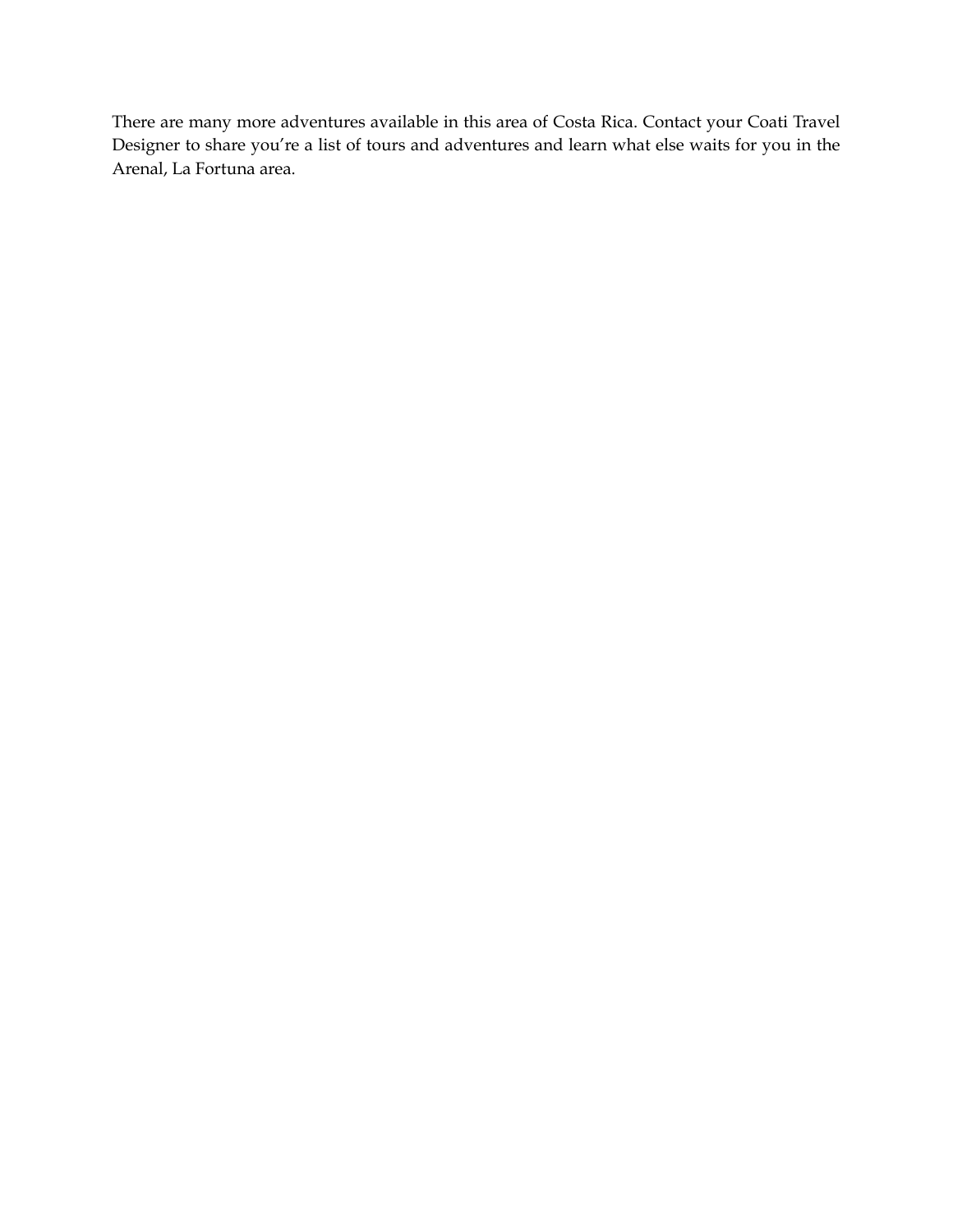There are many more adventures available in this area of Costa Rica. Contact your Coati Travel Designer to share you're a list of tours and adventures and learn what else waits for you in the Arenal, La Fortuna area.